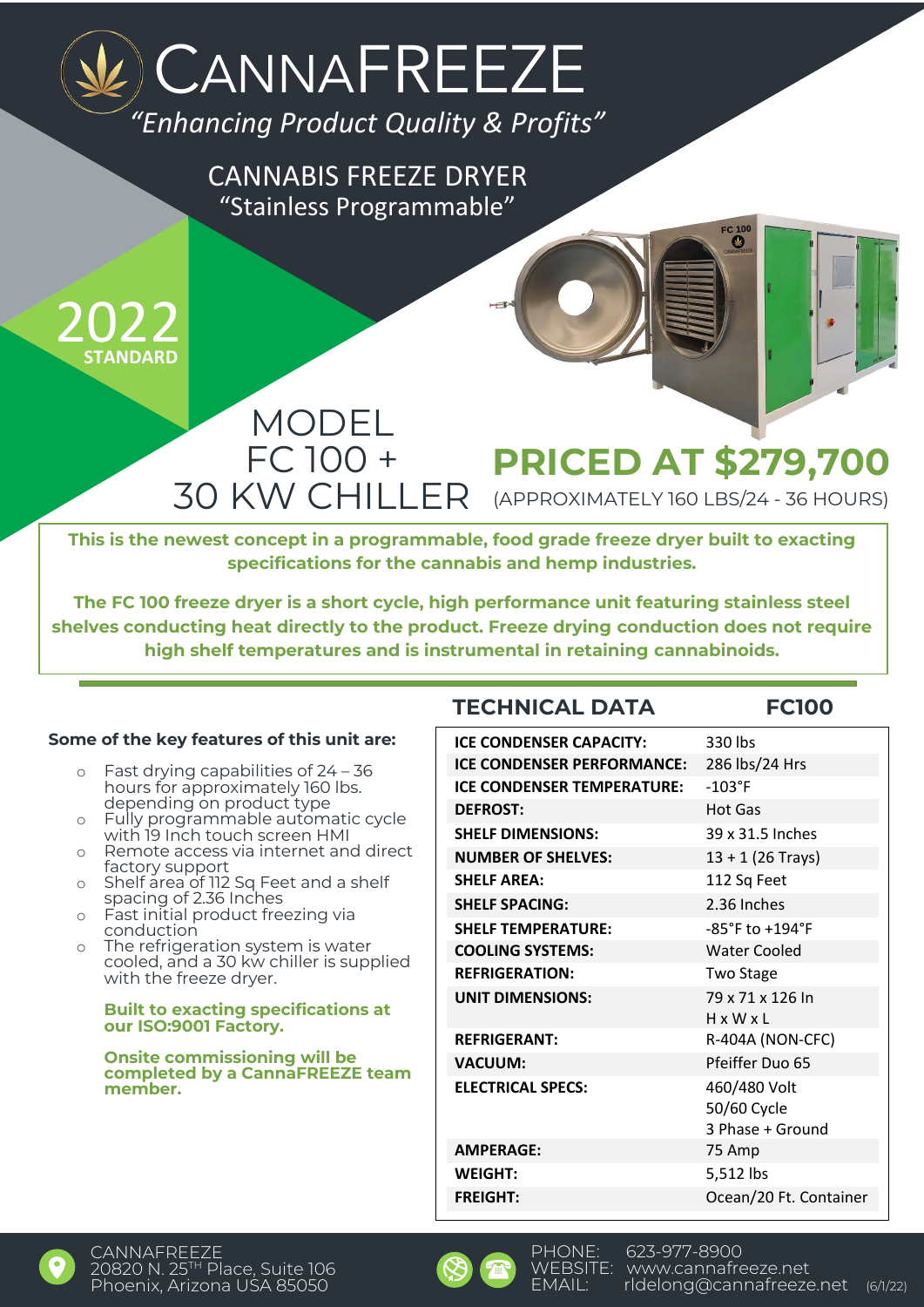# CANNAFREEZE

*"Enhancing Product Quality & Profits"*

## CANNABIS FREEZE DRYER
"Stainless Programmable"

2022
**STANDARD**

## MODEL FC 100 + 30 KW CHILLER

## PRICED AT $279,700
(APPROXIMATELY 160 LBS/24 - 36 HOURS)

**This is the newest concept in a programmable, food grade freeze dryer built to exacting specifications for the cannabis and hemp industries.**

**The FC 100 freeze dryer is a short cycle, high performance unit featuring stainless steel shelves conducting heat directly to the product. Freeze drying conduction does not require high shelf temperatures and is instrumental in retaining cannabinoids.**

**Some of the key features of this unit are:**

- Fast drying capabilities of 24 – 36 hours for approximately 160 lbs. depending on product type
- Fully programmable automatic cycle with 19 Inch touch screen HMI
- Remote access via internet and direct factory support
- Shelf area of 112 Sq Feet and a shelf spacing of 2.36 Inches
- Fast initial product freezing via conduction
- The refrigeration system is water cooled, and a 30 kw chiller is supplied with the freeze dryer.

**Built to exacting specifications at our ISO:9001 Factory.**

**Onsite commissioning will be completed by a CannaFREEZE team member.**

| TECHNICAL DATA | FC100 |
|---|---|
| ICE CONDENSER CAPACITY: | 330 lbs |
| ICE CONDENSER PERFORMANCE: | 286 lbs/24 Hrs |
| ICE CONDENSER TEMPERATURE: | -103°F |
| DEFROST: | Hot Gas |
| SHELF DIMENSIONS: | 39 x 31.5 Inches |
| NUMBER OF SHELVES: | 13 + 1 (26 Trays) |
| SHELF AREA: | 112 Sq Feet |
| SHELF SPACING: | 2.36 Inches |
| SHELF TEMPERATURE: | -85°F to +194°F |
| COOLING SYSTEMS: | Water Cooled |
| REFRIGERATION: | Two Stage |
| UNIT DIMENSIONS: | 79 x 71 x 126 In H x W x L |
| REFRIGERANT: | R-404A (NON-CFC) |
| VACUUM: | Pfeiffer Duo 65 |
| ELECTRICAL SPECS: | 460/480 Volt 50/60 Cycle 3 Phase + Ground |
| AMPERAGE: | 75 Amp |
| WEIGHT: | 5,512 lbs |
| FREIGHT: | Ocean/20 Ft. Container |

CANNAFREEZE
20820 N. 25TH Place, Suite 106
Phoenix, Arizona USA 85050

PHONE: 623-977-8900
WEBSITE: www.cannafreeze.net
EMAIL: rldelong@cannafreeze.net

(6/1/22)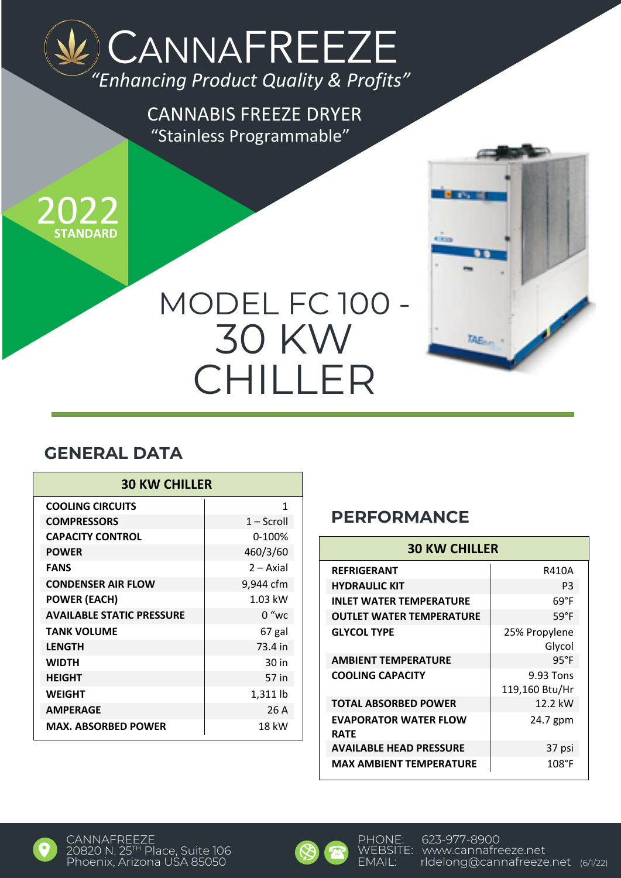# CANNAFREEZE

*"Enhancing Product Quality & Profits"*

CANNABIS FREEZE DRYER
"Stainless Programmable"

2022
STANDARD

# MODEL FC 100 - 30 KW CHILLER

## GENERAL DATA

| 30 KW CHILLER | |
|---|---|
| **COOLING CIRCUITS** | 1 |
| **COMPRESSORS** | 1 – Scroll |
| **CAPACITY CONTROL** | 0-100% |
| **POWER** | 460/3/60 |
| **FANS** | 2 – Axial |
| **CONDENSER AIR FLOW** | 9,944 cfm |
| **POWER (EACH)** | 1.03 kW |
| **AVAILABLE STATIC PRESSURE** | 0 "wc |
| **TANK VOLUME** | 67 gal |
| **LENGTH** | 73.4 in |
| **WIDTH** | 30 in |
| **HEIGHT** | 57 in |
| **WEIGHT** | 1,311 lb |
| **AMPERAGE** | 26 A |
| **MAX. ABSORBED POWER** | 18 kW |

## PERFORMANCE

| 30 KW CHILLER | |
|---|---|
| **REFRIGERANT** | R410A |
| **HYDRAULIC KIT** | P3 |
| **INLET WATER TEMPERATURE** | 69°F |
| **OUTLET WATER TEMPERATURE** | 59°F |
| **GLYCOL TYPE** | 25% Propylene Glycol |
| **AMBIENT TEMPERATURE** | 95°F |
| **COOLING CAPACITY** | 9.93 Tons 119,160 Btu/Hr |
| **TOTAL ABSORBED POWER** | 12.2 kW |
| **EVAPORATOR WATER FLOW RATE** | 24.7 gpm |
| **AVAILABLE HEAD PRESSURE** | 37 psi |
| **MAX AMBIENT TEMPERATURE** | 108°F |

CANNAFREEZE
20820 N. 25TH Place, Suite 106
Phoenix, Arizona USA 85050

PHONE: 623-977-8900
WEBSITE: www.cannafreeze.net
EMAIL: rldelong@cannafreeze.net (6/1/22)